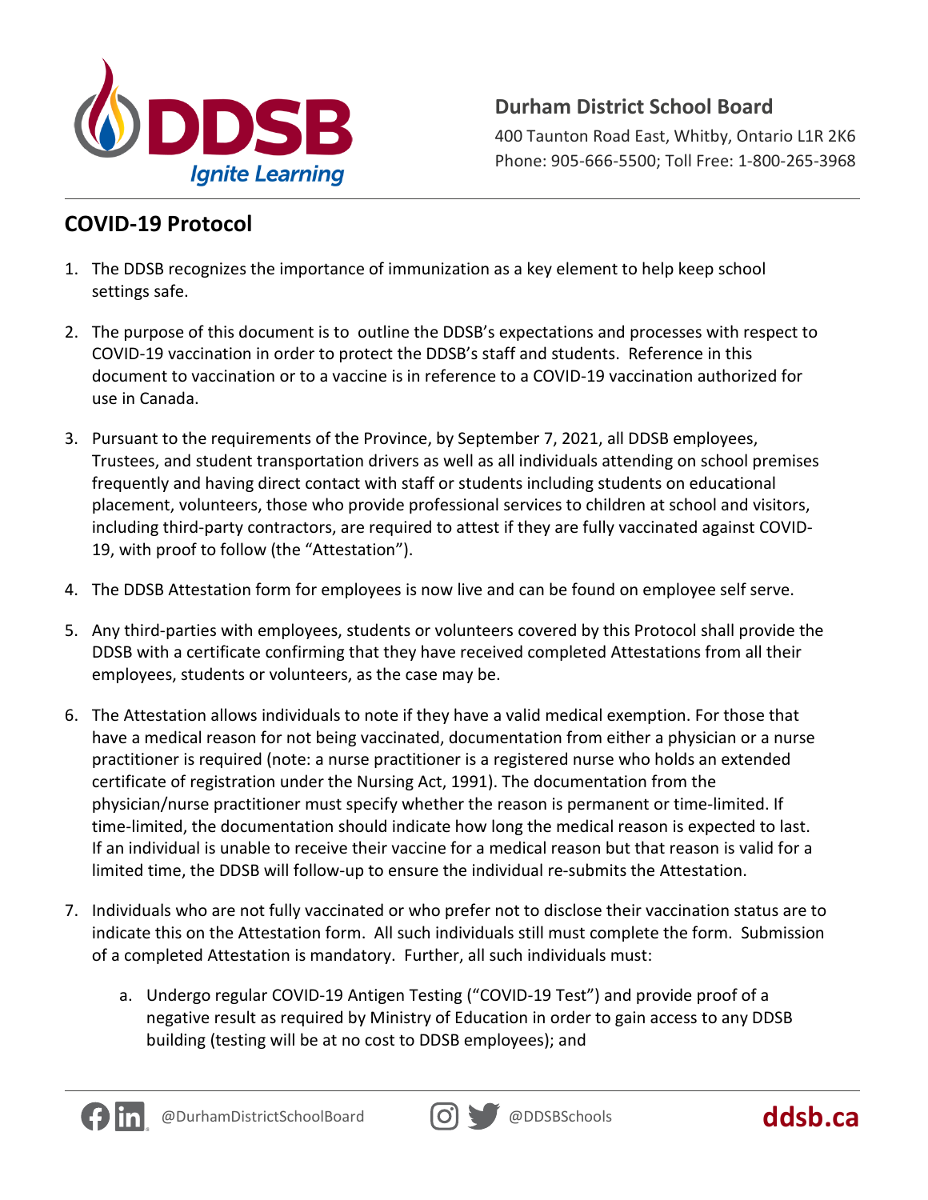# Durham District School Board

400 Taunton Road East, Whitby, Ontario L1R 2K6
Phone: 905-666-5500; Toll Free: 1-800-265-3968

## COVID-19 Protocol

1. The DDSB recognizes the importance of immunization as a key element to help keep school settings safe.

2. The purpose of this document is to outline the DDSB's expectations and processes with respect to COVID-19 vaccination in order to protect the DDSB's staff and students. Reference in this document to vaccination or to a vaccine is in reference to a COVID-19 vaccination authorized for use in Canada.

3. Pursuant to the requirements of the Province, by September 7, 2021, all DDSB employees, Trustees, and student transportation drivers as well as all individuals attending on school premises frequently and having direct contact with staff or students including students on educational placement, volunteers, those who provide professional services to children at school and visitors, including third-party contractors, are required to attest if they are fully vaccinated against COVID-19, with proof to follow (the "Attestation").

4. The DDSB Attestation form for employees is now live and can be found on employee self serve.

5. Any third-parties with employees, students or volunteers covered by this Protocol shall provide the DDSB with a certificate confirming that they have received completed Attestations from all their employees, students or volunteers, as the case may be.

6. The Attestation allows individuals to note if they have a valid medical exemption. For those that have a medical reason for not being vaccinated, documentation from either a physician or a nurse practitioner is required (note: a nurse practitioner is a registered nurse who holds an extended certificate of registration under the Nursing Act, 1991). The documentation from the physician/nurse practitioner must specify whether the reason is permanent or time-limited. If time-limited, the documentation should indicate how long the medical reason is expected to last. If an individual is unable to receive their vaccine for a medical reason but that reason is valid for a limited time, the DDSB will follow-up to ensure the individual re-submits the Attestation.

7. Individuals who are not fully vaccinated or who prefer not to disclose their vaccination status are to indicate this on the Attestation form. All such individuals still must complete the form. Submission of a completed Attestation is mandatory. Further, all such individuals must:

    a. Undergo regular COVID-19 Antigen Testing ("COVID-19 Test") and provide proof of a negative result as required by Ministry of Education in order to gain access to any DDSB building (testing will be at no cost to DDSB employees); and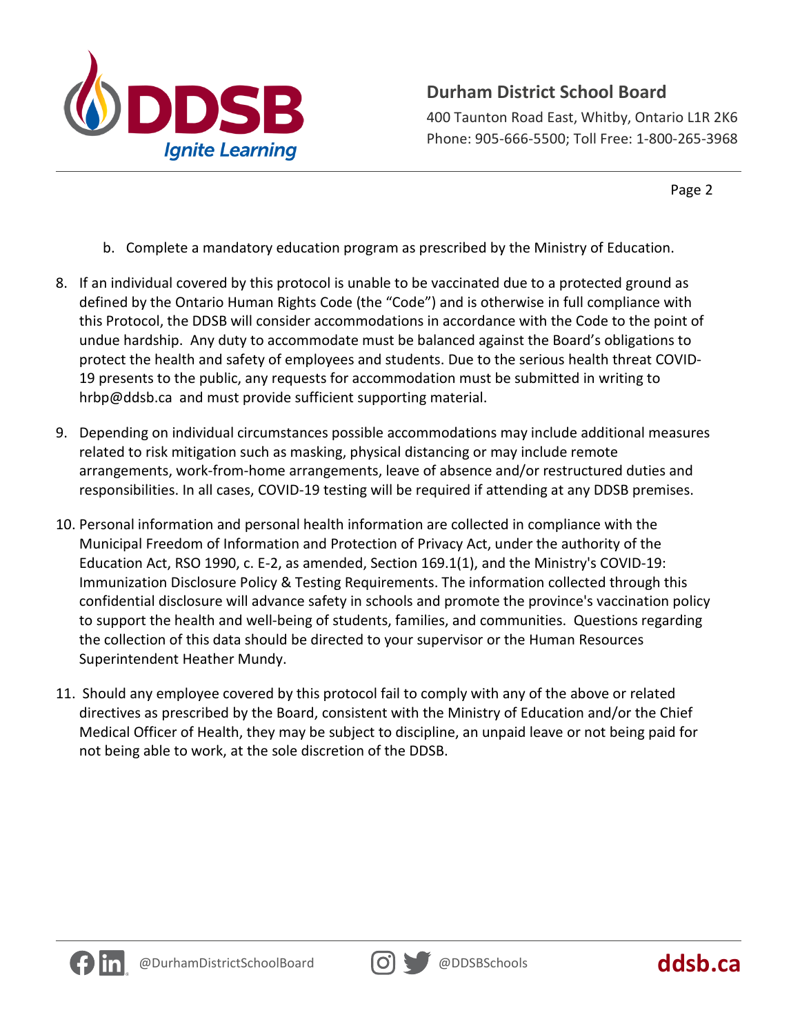b. Complete a mandatory education program as prescribed by the Ministry of Education.

8. If an individual covered by this protocol is unable to be vaccinated due to a protected ground as defined by the Ontario Human Rights Code (the "Code") and is otherwise in full compliance with this Protocol, the DDSB will consider accommodations in accordance with the Code to the point of undue hardship. Any duty to accommodate must be balanced against the Board's obligations to protect the health and safety of employees and students. Due to the serious health threat COVID-19 presents to the public, any requests for accommodation must be submitted in writing to hrbp@ddsb.ca and must provide sufficient supporting material.

9. Depending on individual circumstances possible accommodations may include additional measures related to risk mitigation such as masking, physical distancing or may include remote arrangements, work-from-home arrangements, leave of absence and/or restructured duties and responsibilities. In all cases, COVID-19 testing will be required if attending at any DDSB premises.

10. Personal information and personal health information are collected in compliance with the Municipal Freedom of Information and Protection of Privacy Act, under the authority of the Education Act, RSO 1990, c. E-2, as amended, Section 169.1(1), and the Ministry's COVID-19: Immunization Disclosure Policy & Testing Requirements. The information collected through this confidential disclosure will advance safety in schools and promote the province's vaccination policy to support the health and well-being of students, families, and communities. Questions regarding the collection of this data should be directed to your supervisor or the Human Resources Superintendent Heather Mundy.

11. Should any employee covered by this protocol fail to comply with any of the above or related directives as prescribed by the Board, consistent with the Ministry of Education and/or the Chief Medical Officer of Health, they may be subject to discipline, an unpaid leave or not being paid for not being able to work, at the sole discretion of the DDSB.